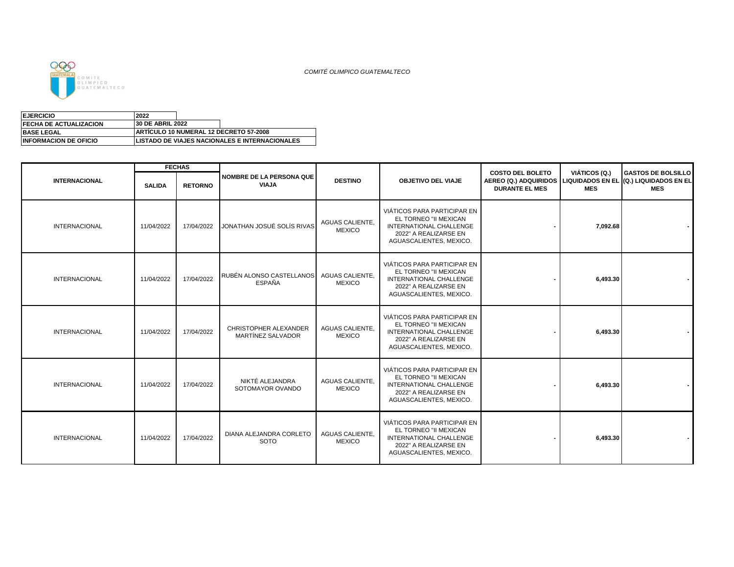*COMITÉ OLIMPICO GUATEMALTECO*

| | |
|---|---|
| **EJERCICIO** | **2022** |
| **FECHA DE ACTUALIZACION** | **30 DE ABRIL 2022** |
| **BASE LEGAL** | **ARTÍCULO 10 NUMERAL 12 DECRETO 57-2008** |
| **INFORMACION DE OFICIO** | **LISTADO DE VIAJES NACIONALES E INTERNACIONALES** |

| **INTERNACIONAL** | **FECHAS** | | **NOMBRE DE LA PERSONA QUE VIAJA** | **DESTINO** | **OBJETIVO DEL VIAJE** | **COSTO DEL BOLETO AEREO (Q.) ADQUIRIDOS DURANTE EL MES** | **VIÁTICOS (Q.) LIQUIDADOS EN EL MES** | **GASTOS DE BOLSILLO (Q.) LIQUIDADOS EN EL MES** |
|---|---|---|---|---|---|---|---|---|
| | **SALIDA** | **RETORNO** | | | | | | |
| INTERNACIONAL | 11/04/2022 | 17/04/2022 | JONATHAN JOSUÉ SOLÍS RIVAS | AGUAS CALIENTE, MEXICO | VIÁTICOS PARA PARTICIPAR EN EL TORNEO "II MEXICAN INTERNATIONAL CHALLENGE 2022" A REALIZARSE EN AGUASCALIENTES, MEXICO. | - | 7,092.68 | - |
| INTERNACIONAL | 11/04/2022 | 17/04/2022 | RUBÉN ALONSO CASTELLANOS ESPAÑA | AGUAS CALIENTE, MEXICO | VIÁTICOS PARA PARTICIPAR EN EL TORNEO "II MEXICAN INTERNATIONAL CHALLENGE 2022" A REALIZARSE EN AGUASCALIENTES, MEXICO. | - | 6,493.30 | - |
| INTERNACIONAL | 11/04/2022 | 17/04/2022 | CHRISTOPHER ALEXANDER MARTÍNEZ SALVADOR | AGUAS CALIENTE, MEXICO | VIÁTICOS PARA PARTICIPAR EN EL TORNEO "II MEXICAN INTERNATIONAL CHALLENGE 2022" A REALIZARSE EN AGUASCALIENTES, MEXICO. | - | 6,493.30 | - |
| INTERNACIONAL | 11/04/2022 | 17/04/2022 | NIKTÉ ALEJANDRA SOTOMAYOR OVANDO | AGUAS CALIENTE, MEXICO | VIÁTICOS PARA PARTICIPAR EN EL TORNEO "II MEXICAN INTERNATIONAL CHALLENGE 2022" A REALIZARSE EN AGUASCALIENTES, MEXICO. | - | 6,493.30 | - |
| INTERNACIONAL | 11/04/2022 | 17/04/2022 | DIANA ALEJANDRA CORLETO SOTO | AGUAS CALIENTE, MEXICO | VIÁTICOS PARA PARTICIPAR EN EL TORNEO "II MEXICAN INTERNATIONAL CHALLENGE 2022" A REALIZARSE EN AGUASCALIENTES, MEXICO. | - | 6,493.30 | - |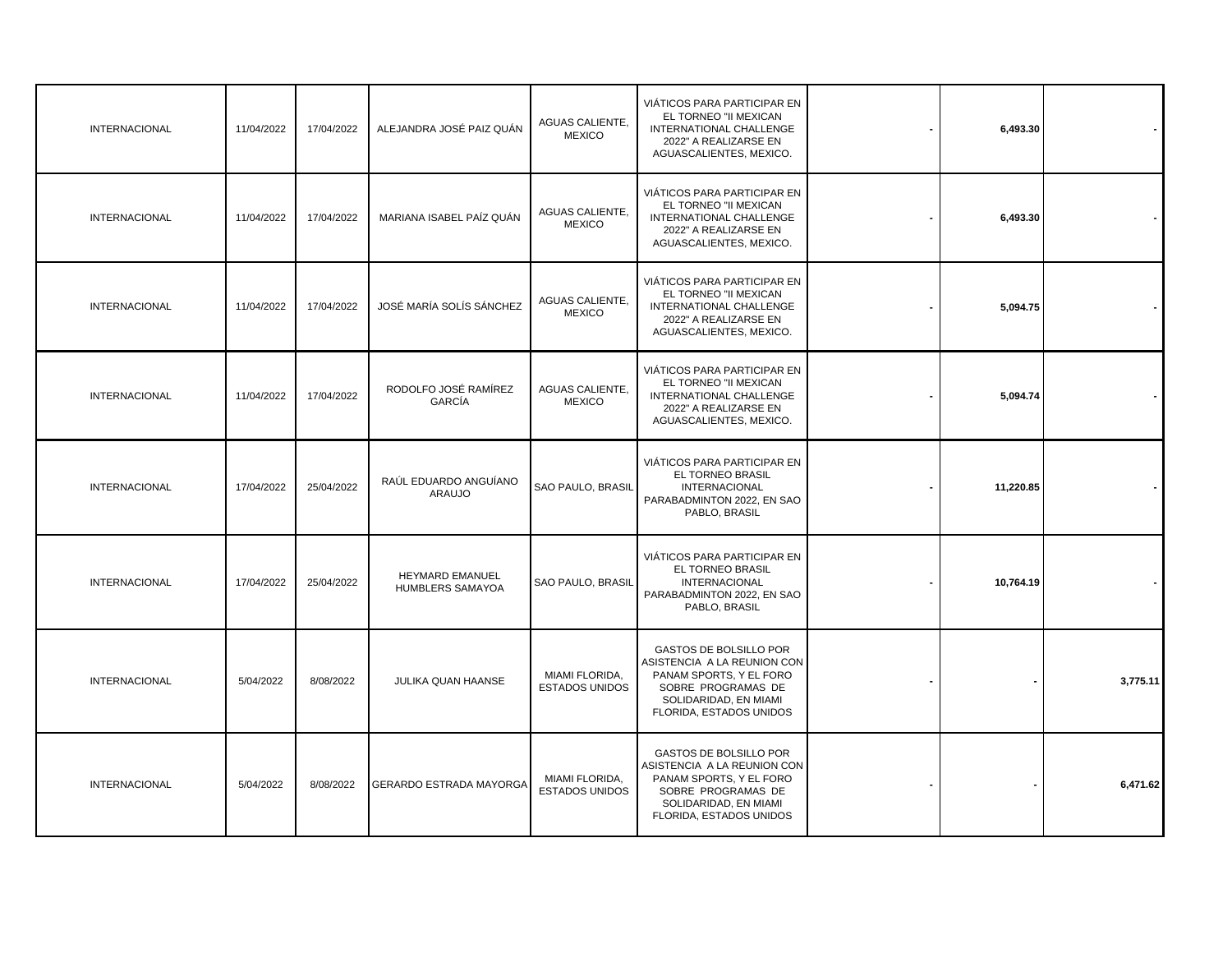| | | | | | | | | |
|---|---|---|---|---|---|---|---|---|
| INTERNACIONAL | 11/04/2022 | 17/04/2022 | ALEJANDRA JOSÉ PAIZ QUÁN | AGUAS CALIENTE, MEXICO | VIÁTICOS PARA PARTICIPAR EN EL TORNEO "II MEXICAN INTERNATIONAL CHALLENGE 2022" A REALIZARSE EN AGUASCALIENTES, MEXICO. | - | 6,493.30 | - |
| INTERNACIONAL | 11/04/2022 | 17/04/2022 | MARIANA ISABEL PAÍZ QUÁN | AGUAS CALIENTE, MEXICO | VIÁTICOS PARA PARTICIPAR EN EL TORNEO "II MEXICAN INTERNATIONAL CHALLENGE 2022" A REALIZARSE EN AGUASCALIENTES, MEXICO. | - | 6,493.30 | - |
| INTERNACIONAL | 11/04/2022 | 17/04/2022 | JOSÉ MARÍA SOLÍS SÁNCHEZ | AGUAS CALIENTE, MEXICO | VIÁTICOS PARA PARTICIPAR EN EL TORNEO "II MEXICAN INTERNATIONAL CHALLENGE 2022" A REALIZARSE EN AGUASCALIENTES, MEXICO. | - | 5,094.75 | - |
| INTERNACIONAL | 11/04/2022 | 17/04/2022 | RODOLFO JOSÉ RAMÍREZ GARCÍA | AGUAS CALIENTE, MEXICO | VIÁTICOS PARA PARTICIPAR EN EL TORNEO "II MEXICAN INTERNATIONAL CHALLENGE 2022" A REALIZARSE EN AGUASCALIENTES, MEXICO. | - | 5,094.74 | - |
| INTERNACIONAL | 17/04/2022 | 25/04/2022 | RAÚL EDUARDO ANGUÍANO ARAUJO | SAO PAULO, BRASIL | VIÁTICOS PARA PARTICIPAR EN EL TORNEO BRASIL INTERNACIONAL PARABADMINTON 2022, EN SAO PABLO, BRASIL | - | 11,220.85 | - |
| INTERNACIONAL | 17/04/2022 | 25/04/2022 | HEYMARD EMANUEL HUMBLERS SAMAYOA | SAO PAULO, BRASIL | VIÁTICOS PARA PARTICIPAR EN EL TORNEO BRASIL INTERNACIONAL PARABADMINTON 2022, EN SAO PABLO, BRASIL | - | 10,764.19 | - |
| INTERNACIONAL | 5/04/2022 | 8/08/2022 | JULIKA QUAN HAANSE | MIAMI FLORIDA, ESTADOS UNIDOS | GASTOS DE BOLSILLO POR ASISTENCIA A LA REUNION CON PANAM SPORTS, Y EL FORO SOBRE PROGRAMAS DE SOLIDARIDAD, EN MIAMI FLORIDA, ESTADOS UNIDOS | - | - | 3,775.11 |
| INTERNACIONAL | 5/04/2022 | 8/08/2022 | GERARDO ESTRADA MAYORGA | MIAMI FLORIDA, ESTADOS UNIDOS | GASTOS DE BOLSILLO POR ASISTENCIA A LA REUNION CON PANAM SPORTS, Y EL FORO SOBRE PROGRAMAS DE SOLIDARIDAD, EN MIAMI FLORIDA, ESTADOS UNIDOS | - | - | 6,471.62 |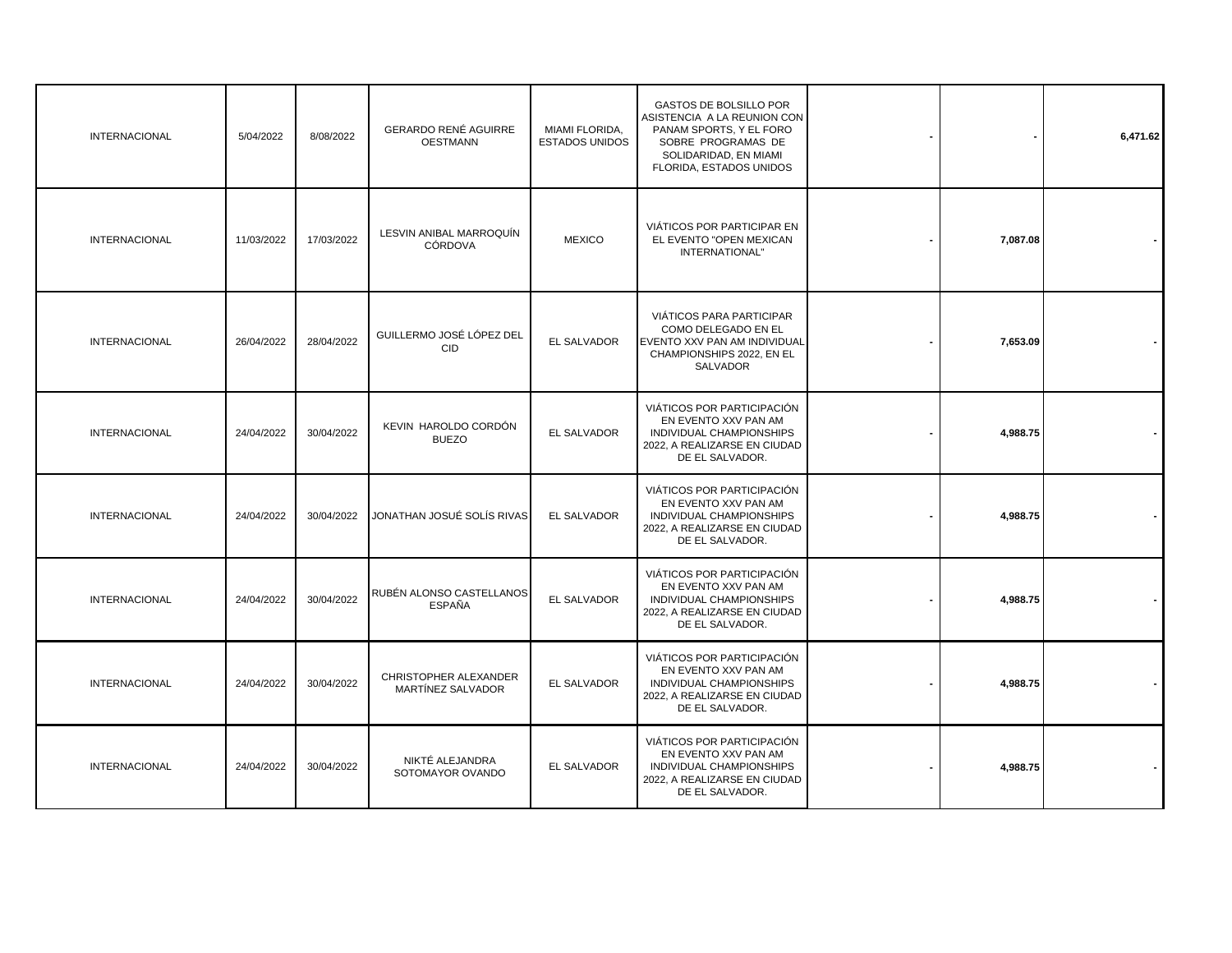| | | | | | | | | |
|---|---|---|---|---|---|---|---|---|
| INTERNACIONAL | 5/04/2022 | 8/08/2022 | GERARDO RENÉ AGUIRRE OESTMANN | MIAMI FLORIDA, ESTADOS UNIDOS | GASTOS DE BOLSILLO POR ASISTENCIA A LA REUNION CON PANAM SPORTS, Y EL FORO SOBRE PROGRAMAS DE SOLIDARIDAD, EN MIAMI FLORIDA, ESTADOS UNIDOS | - | - | 6,471.62 |
| INTERNACIONAL | 11/03/2022 | 17/03/2022 | LESVIN ANIBAL MARROQUÍN CÓRDOVA | MEXICO | VIÁTICOS POR PARTICIPAR EN EL EVENTO "OPEN MEXICAN INTERNATIONAL" | - | 7,087.08 | - |
| INTERNACIONAL | 26/04/2022 | 28/04/2022 | GUILLERMO JOSÉ LÓPEZ DEL CID | EL SALVADOR | VIÁTICOS PARA PARTICIPAR COMO DELEGADO EN EL EVENTO XXV PAN AM INDIVIDUAL CHAMPIONSHIPS 2022, EN EL SALVADOR | - | 7,653.09 | - |
| INTERNACIONAL | 24/04/2022 | 30/04/2022 | KEVIN HAROLDO CORDÓN BUEZO | EL SALVADOR | VIÁTICOS POR PARTICIPACIÓN EN EVENTO XXV PAN AM INDIVIDUAL CHAMPIONSHIPS 2022, A REALIZARSE EN CIUDAD DE EL SALVADOR. | - | 4,988.75 | - |
| INTERNACIONAL | 24/04/2022 | 30/04/2022 | JONATHAN JOSUÉ SOLÍS RIVAS | EL SALVADOR | VIÁTICOS POR PARTICIPACIÓN EN EVENTO XXV PAN AM INDIVIDUAL CHAMPIONSHIPS 2022, A REALIZARSE EN CIUDAD DE EL SALVADOR. | - | 4,988.75 | - |
| INTERNACIONAL | 24/04/2022 | 30/04/2022 | RUBÉN ALONSO CASTELLANOS ESPAÑA | EL SALVADOR | VIÁTICOS POR PARTICIPACIÓN EN EVENTO XXV PAN AM INDIVIDUAL CHAMPIONSHIPS 2022, A REALIZARSE EN CIUDAD DE EL SALVADOR. | - | 4,988.75 | - |
| INTERNACIONAL | 24/04/2022 | 30/04/2022 | CHRISTOPHER ALEXANDER MARTÍNEZ SALVADOR | EL SALVADOR | VIÁTICOS POR PARTICIPACIÓN EN EVENTO XXV PAN AM INDIVIDUAL CHAMPIONSHIPS 2022, A REALIZARSE EN CIUDAD DE EL SALVADOR. | - | 4,988.75 | - |
| INTERNACIONAL | 24/04/2022 | 30/04/2022 | NIKTÉ ALEJANDRA SOTOMAYOR OVANDO | EL SALVADOR | VIÁTICOS POR PARTICIPACIÓN EN EVENTO XXV PAN AM INDIVIDUAL CHAMPIONSHIPS 2022, A REALIZARSE EN CIUDAD DE EL SALVADOR. | - | 4,988.75 | - |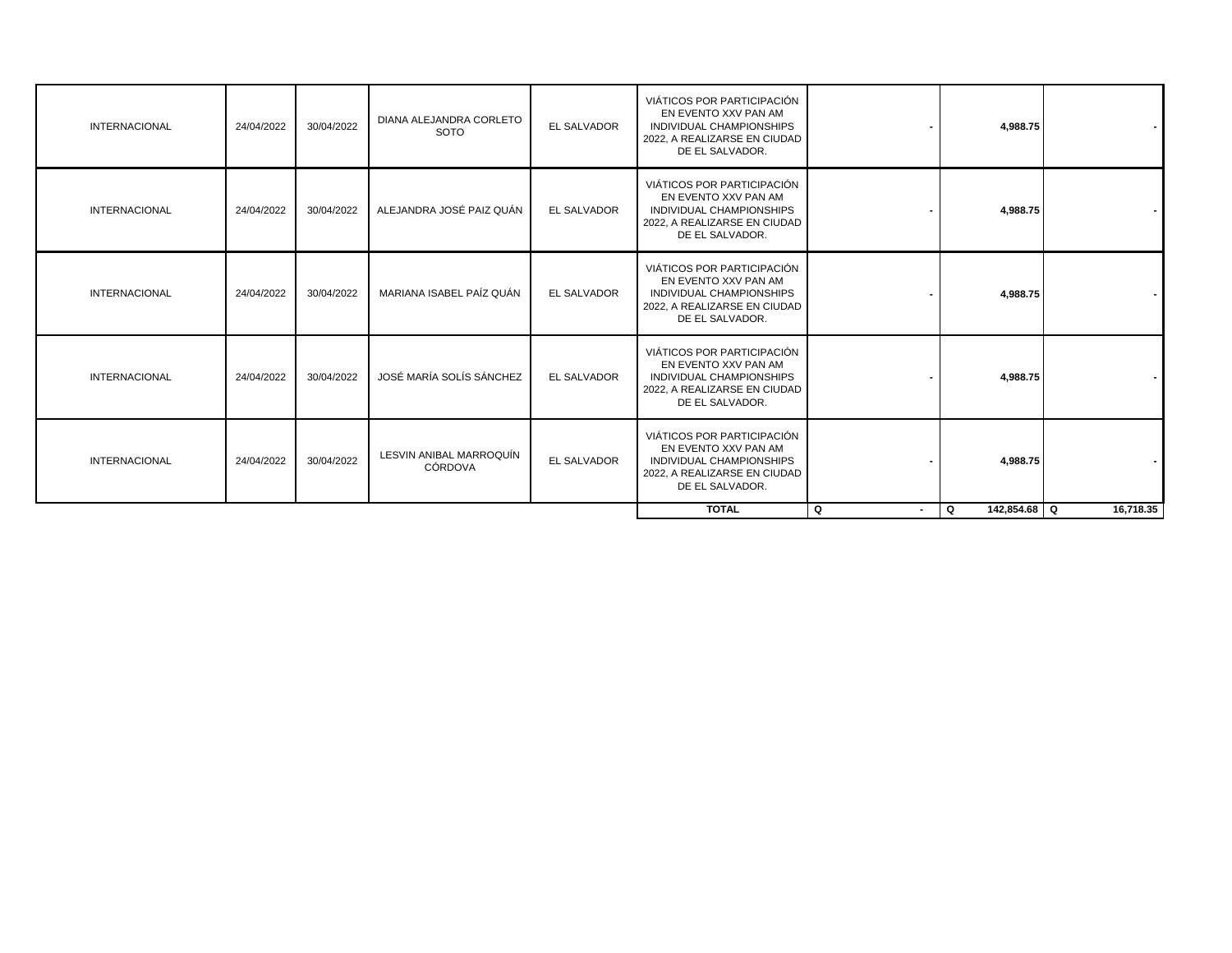| | | | | | | | | |
|---|---|---|---|---|---|---|---|---|
| INTERNACIONAL | 24/04/2022 | 30/04/2022 | DIANA ALEJANDRA CORLETO SOTO | EL SALVADOR | VIÁTICOS POR PARTICIPACIÓN EN EVENTO XXV PAN AM INDIVIDUAL CHAMPIONSHIPS 2022, A REALIZARSE EN CIUDAD DE EL SALVADOR. | - | 4,988.75 | - |
| INTERNACIONAL | 24/04/2022 | 30/04/2022 | ALEJANDRA JOSÉ PAIZ QUÁN | EL SALVADOR | VIÁTICOS POR PARTICIPACIÓN EN EVENTO XXV PAN AM INDIVIDUAL CHAMPIONSHIPS 2022, A REALIZARSE EN CIUDAD DE EL SALVADOR. | - | 4,988.75 | - |
| INTERNACIONAL | 24/04/2022 | 30/04/2022 | MARIANA ISABEL PAÍZ QUÁN | EL SALVADOR | VIÁTICOS POR PARTICIPACIÓN EN EVENTO XXV PAN AM INDIVIDUAL CHAMPIONSHIPS 2022, A REALIZARSE EN CIUDAD DE EL SALVADOR. | - | 4,988.75 | - |
| INTERNACIONAL | 24/04/2022 | 30/04/2022 | JOSÉ MARÍA SOLÍS SÁNCHEZ | EL SALVADOR | VIÁTICOS POR PARTICIPACIÓN EN EVENTO XXV PAN AM INDIVIDUAL CHAMPIONSHIPS 2022, A REALIZARSE EN CIUDAD DE EL SALVADOR. | - | 4,988.75 | - |
| INTERNACIONAL | 24/04/2022 | 30/04/2022 | LESVIN ANIBAL MARROQUÍN CÓRDOVA | EL SALVADOR | VIÁTICOS POR PARTICIPACIÓN EN EVENTO XXV PAN AM INDIVIDUAL CHAMPIONSHIPS 2022, A REALIZARSE EN CIUDAD DE EL SALVADOR. | - | 4,988.75 | - |
| | | | | | **TOTAL** | **Q -** | **Q 142,854.68** | **Q 16,718.35** |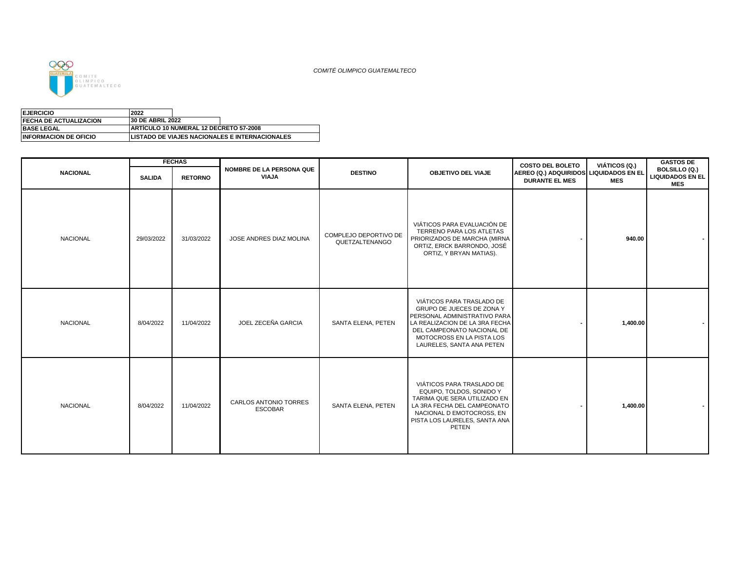*COMITÉ OLIMPICO GUATEMALTECO*

| | |
|---|---|
| **EJERCICIO** | **2022** |
| **FECHA DE ACTUALIZACION** | **30 DE ABRIL 2022** |
| **BASE LEGAL** | **ARTÍCULO 10 NUMERAL 12 DECRETO 57-2008** |
| **INFORMACION DE OFICIO** | **LISTADO DE VIAJES NACIONALES E INTERNACIONALES** |

| **NACIONAL** | **FECHAS** | | **NOMBRE DE LA PERSONA QUE VIAJA** | **DESTINO** | **OBJETIVO DEL VIAJE** | **COSTO DEL BOLETO AEREO (Q.) ADQUIRIDOS DURANTE EL MES** | **VIÁTICOS (Q.) LIQUIDADOS EN EL MES** | **GASTOS DE BOLSILLO (Q.) LIQUIDADOS EN EL MES** |
|---|---|---|---|---|---|---|---|---|
| | **SALIDA** | **RETORNO** | | | | | | |
| NACIONAL | 29/03/2022 | 31/03/2022 | JOSE ANDRES DIAZ MOLINA | COMPLEJO DEPORTIVO DE QUETZALTENANGO | VIÁTICOS PARA EVALUACIÓN DE TERRENO PARA LOS ATLETAS PRIORIZADOS DE MARCHA (MIRNA ORTIZ, ERICK BARRONDO, JOSÉ ORTIZ, Y BRYAN MATIAS). | - | 940.00 | - |
| NACIONAL | 8/04/2022 | 11/04/2022 | JOEL ZECEÑA GARCIA | SANTA ELENA, PETEN | VIÁTICOS PARA TRASLADO DE GRUPO DE JUECES DE ZONA Y PERSONAL ADMINISTRATIVO PARA LA REALIZACION DE LA 3RA FECHA DEL CAMPEONATO NACIONAL DE MOTOCROSS EN LA PISTA LOS LAURELES, SANTA ANA PETEN | - | 1,400.00 | - |
| NACIONAL | 8/04/2022 | 11/04/2022 | CARLOS ANTONIO TORRES ESCOBAR | SANTA ELENA, PETEN | VIÁTICOS PARA TRASLADO DE EQUIPO, TOLDOS, SONIDO Y TARIMA QUE SERA UTILIZADO EN LA 3RA FECHA DEL CAMPEONATO NACIONAL D EMOTOCROSS, EN PISTA LOS LAURELES, SANTA ANA PETEN | - | 1,400.00 | - |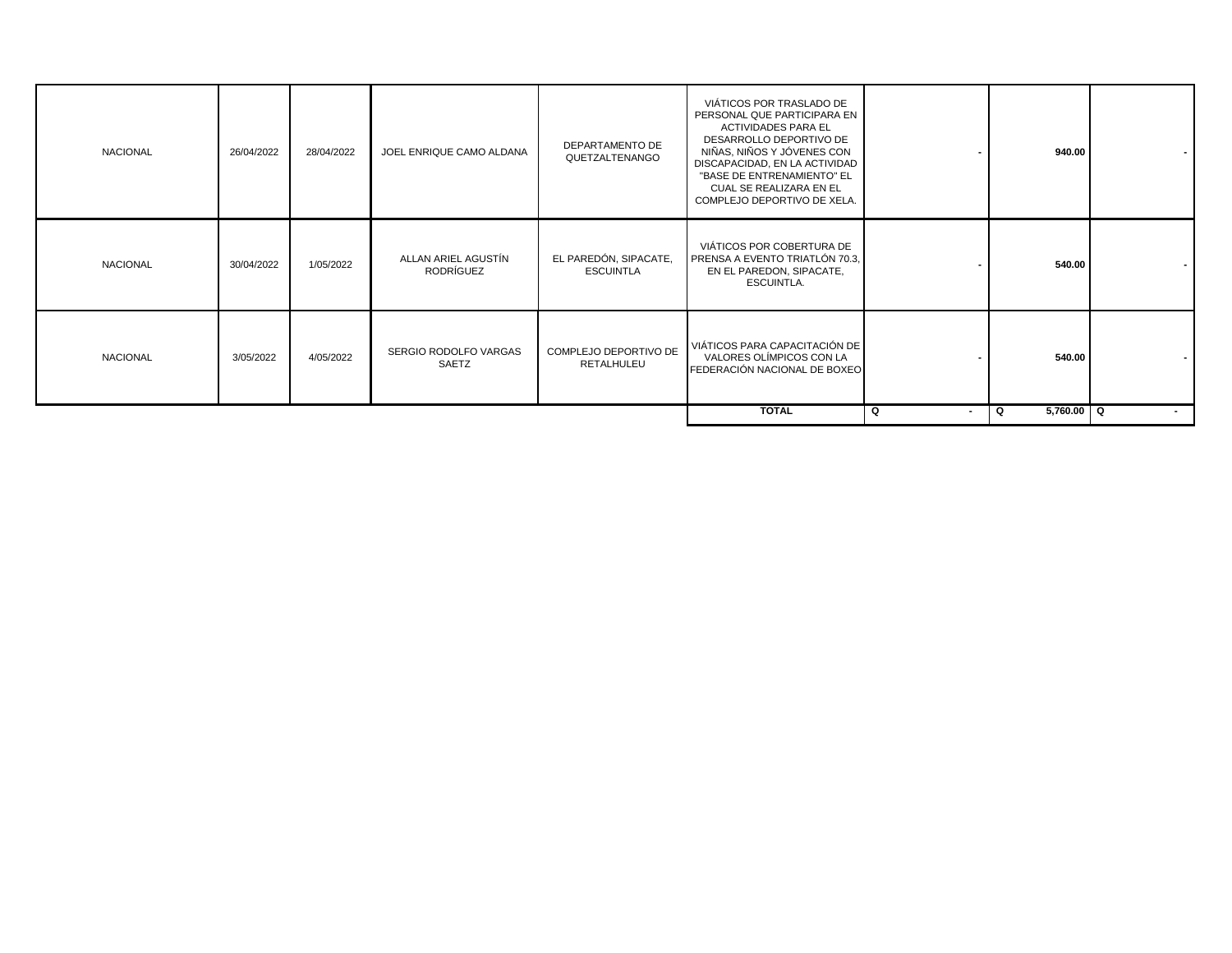| | | | | | | | | |
|---|---|---|---|---|---|---|---|---|
| NACIONAL | 26/04/2022 | 28/04/2022 | JOEL ENRIQUE CAMO ALDANA | DEPARTAMENTO DE QUETZALTENANGO | VIÁTICOS POR TRASLADO DE PERSONAL QUE PARTICIPARA EN ACTIVIDADES PARA EL DESARROLLO DEPORTIVO DE NIÑAS, NIÑOS Y JÓVENES CON DISCAPACIDAD, EN LA ACTIVIDAD "BASE DE ENTRENAMIENTO" EL CUAL SE REALIZARA EN EL COMPLEJO DEPORTIVO DE XELA. | - | **940.00** | - |
| NACIONAL | 30/04/2022 | 1/05/2022 | ALLAN ARIEL AGUSTÍN RODRÍGUEZ | EL PAREDÓN, SIPACATE, ESCUINTLA | VIÁTICOS POR COBERTURA DE PRENSA A EVENTO TRIATLÓN 70.3, EN EL PAREDON, SIPACATE, ESCUINTLA. | - | **540.00** | - |
| NACIONAL | 3/05/2022 | 4/05/2022 | SERGIO RODOLFO VARGAS SAETZ | COMPLEJO DEPORTIVO DE RETALHULEU | VIÁTICOS PARA CAPACITACIÓN DE VALORES OLÍMPICOS CON LA FEDERACIÓN NACIONAL DE BOXEO | - | **540.00** | - |
| | | | | | **TOTAL** | **Q -** | **Q 5,760.00** | **Q -** |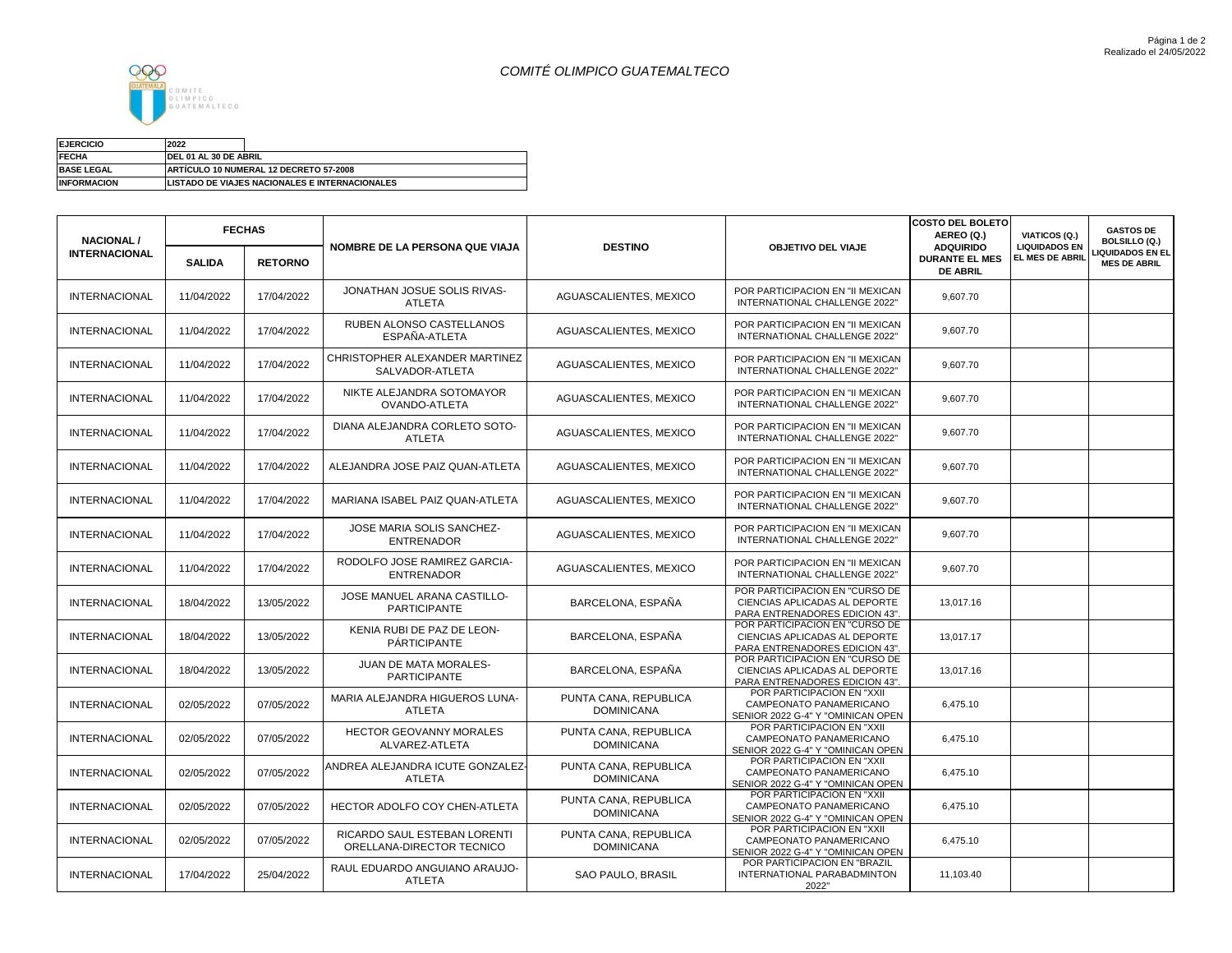# COMITÉ OLIMPICO GUATEMALTECO

| EJERCICIO | 2022 |
|---|---|
| FECHA | DEL 01 AL 30 DE ABRIL |
| BASE LEGAL | ARTÍCULO 10 NUMERAL 12 DECRETO 57-2008 |
| INFORMACION | LISTADO DE VIAJES NACIONALES E INTERNACIONALES |

| NACIONAL / INTERNACIONAL | FECHAS | | NOMBRE DE LA PERSONA QUE VIAJA | DESTINO | OBJETIVO DEL VIAJE | COSTO DEL BOLETO AEREO (Q.) ADQUIRIDO DURANTE EL MES DE ABRIL | VIATICOS (Q.) LIQUIDADOS EN EL MES DE ABRIL | GASTOS DE BOLSILLO (Q.) LIQUIDADOS EN EL MES DE ABRIL |
|---|---|---|---|---|---|---|---|---|
| | SALIDA | RETORNO | | | | | | |
| INTERNACIONAL | 11/04/2022 | 17/04/2022 | JONATHAN JOSUE SOLIS RIVAS-ATLETA | AGUASCALIENTES, MEXICO | POR PARTICIPACION EN "II MEXICAN INTERNATIONAL CHALLENGE 2022" | 9,607.70 | | |
| INTERNACIONAL | 11/04/2022 | 17/04/2022 | RUBEN ALONSO CASTELLANOS ESPAÑA-ATLETA | AGUASCALIENTES, MEXICO | POR PARTICIPACION EN "II MEXICAN INTERNATIONAL CHALLENGE 2022" | 9,607.70 | | |
| INTERNACIONAL | 11/04/2022 | 17/04/2022 | CHRISTOPHER ALEXANDER MARTINEZ SALVADOR-ATLETA | AGUASCALIENTES, MEXICO | POR PARTICIPACION EN "II MEXICAN INTERNATIONAL CHALLENGE 2022" | 9,607.70 | | |
| INTERNACIONAL | 11/04/2022 | 17/04/2022 | NIKTE ALEJANDRA SOTOMAYOR OVANDO-ATLETA | AGUASCALIENTES, MEXICO | POR PARTICIPACION EN "II MEXICAN INTERNATIONAL CHALLENGE 2022" | 9,607.70 | | |
| INTERNACIONAL | 11/04/2022 | 17/04/2022 | DIANA ALEJANDRA CORLETO SOTO-ATLETA | AGUASCALIENTES, MEXICO | POR PARTICIPACION EN "II MEXICAN INTERNATIONAL CHALLENGE 2022" | 9,607.70 | | |
| INTERNACIONAL | 11/04/2022 | 17/04/2022 | ALEJANDRA JOSE PAIZ QUAN-ATLETA | AGUASCALIENTES, MEXICO | POR PARTICIPACION EN "II MEXICAN INTERNATIONAL CHALLENGE 2022" | 9,607.70 | | |
| INTERNACIONAL | 11/04/2022 | 17/04/2022 | MARIANA ISABEL PAIZ QUAN-ATLETA | AGUASCALIENTES, MEXICO | POR PARTICIPACION EN "II MEXICAN INTERNATIONAL CHALLENGE 2022" | 9,607.70 | | |
| INTERNACIONAL | 11/04/2022 | 17/04/2022 | JOSE MARIA SOLIS SANCHEZ-ENTRENADOR | AGUASCALIENTES, MEXICO | POR PARTICIPACION EN "II MEXICAN INTERNATIONAL CHALLENGE 2022" | 9,607.70 | | |
| INTERNACIONAL | 11/04/2022 | 17/04/2022 | RODOLFO JOSE RAMIREZ GARCIA-ENTRENADOR | AGUASCALIENTES, MEXICO | POR PARTICIPACION EN "II MEXICAN INTERNATIONAL CHALLENGE 2022" | 9,607.70 | | |
| INTERNACIONAL | 18/04/2022 | 13/05/2022 | JOSE MANUEL ARANA CASTILLO-PARTICIPANTE | BARCELONA, ESPAÑA | POR PARTICIPACION EN "CURSO DE CIENCIAS APLICADAS AL DEPORTE PARA ENTRENADORES EDICION 43". | 13,017.16 | | |
| INTERNACIONAL | 18/04/2022 | 13/05/2022 | KENIA RUBI DE PAZ DE LEON-PÁRTICIPANTE | BARCELONA, ESPAÑA | POR PARTICIPACION EN "CURSO DE CIENCIAS APLICADAS AL DEPORTE PARA ENTRENADORES EDICION 43". | 13,017.17 | | |
| INTERNACIONAL | 18/04/2022 | 13/05/2022 | JUAN DE MATA MORALES-PARTICIPANTE | BARCELONA, ESPAÑA | POR PARTICIPACION EN "CURSO DE CIENCIAS APLICADAS AL DEPORTE PARA ENTRENADORES EDICION 43". | 13,017.16 | | |
| INTERNACIONAL | 02/05/2022 | 07/05/2022 | MARIA ALEJANDRA HIGUEROS LUNA-ATLETA | PUNTA CANA, REPUBLICA DOMINICANA | POR PARTICIPACION EN "XXII CAMPEONATO PANAMERICANO SENIOR 2022 G-4" Y "OMINICAN OPEN | 6,475.10 | | |
| INTERNACIONAL | 02/05/2022 | 07/05/2022 | HECTOR GEOVANNY MORALES ALVAREZ-ATLETA | PUNTA CANA, REPUBLICA DOMINICANA | POR PARTICIPACION EN "XXII CAMPEONATO PANAMERICANO SENIOR 2022 G-4" Y "OMINICAN OPEN | 6,475.10 | | |
| INTERNACIONAL | 02/05/2022 | 07/05/2022 | ANDREA ALEJANDRA ICUTE GONZALEZ-ATLETA | PUNTA CANA, REPUBLICA DOMINICANA | POR PARTICIPACION EN "XXII CAMPEONATO PANAMERICANO SENIOR 2022 G-4" Y "OMINICAN OPEN | 6,475.10 | | |
| INTERNACIONAL | 02/05/2022 | 07/05/2022 | HECTOR ADOLFO COY CHEN-ATLETA | PUNTA CANA, REPUBLICA DOMINICANA | POR PARTICIPACION EN "XXII CAMPEONATO PANAMERICANO SENIOR 2022 G-4" Y "OMINICAN OPEN | 6,475.10 | | |
| INTERNACIONAL | 02/05/2022 | 07/05/2022 | RICARDO SAUL ESTEBAN LORENTI ORELLANA-DIRECTOR TECNICO | PUNTA CANA, REPUBLICA DOMINICANA | POR PARTICIPACION EN "XXII CAMPEONATO PANAMERICANO SENIOR 2022 G-4" Y "OMINICAN OPEN | 6,475.10 | | |
| INTERNACIONAL | 17/04/2022 | 25/04/2022 | RAUL EDUARDO ANGUIANO ARAUJO-ATLETA | SAO PAULO, BRASIL | POR PARTICIPACION EN "BRAZIL INTERNATIONAL PARABADMINTON 2022" | 11,103.40 | | |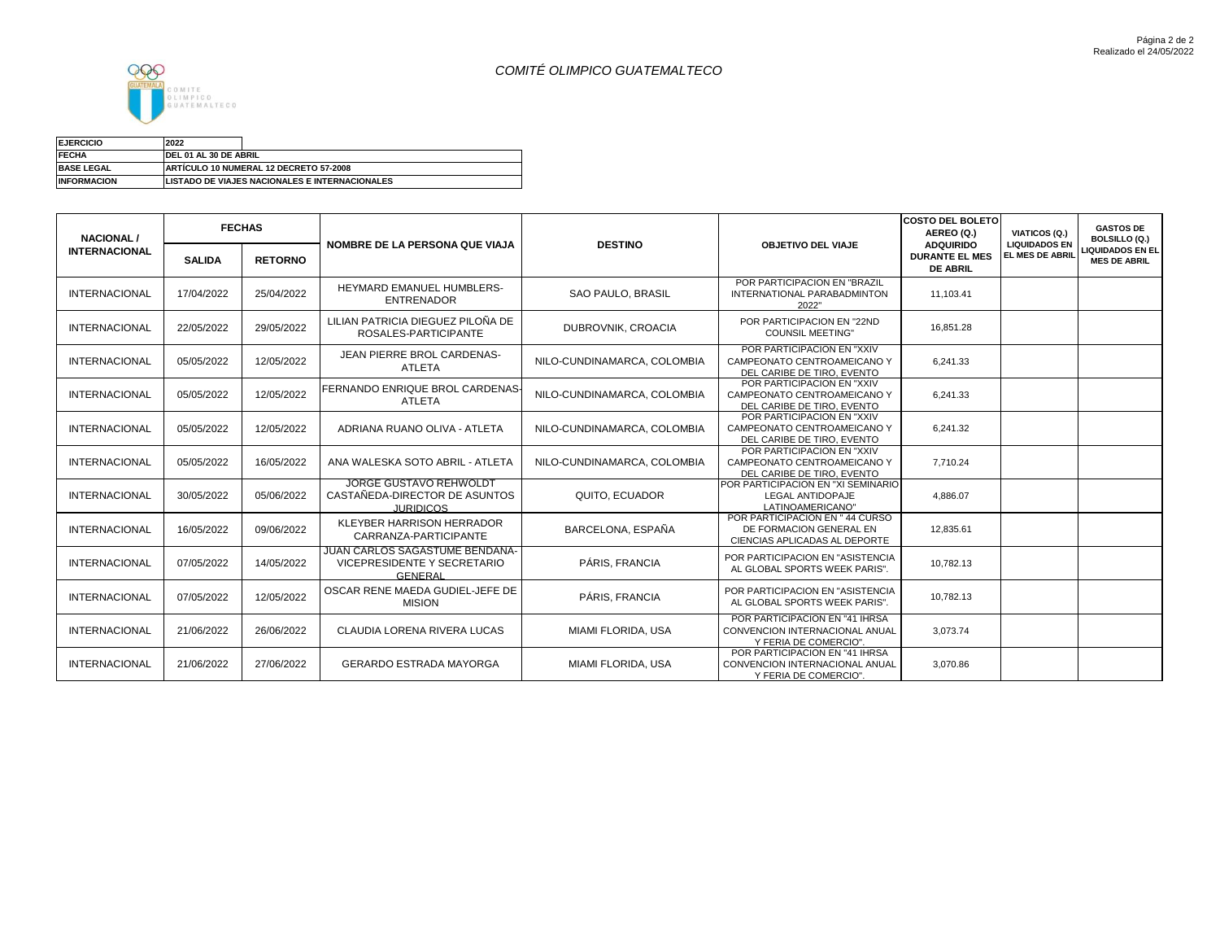*COMITÉ OLIMPICO GUATEMALTECO*

COMITE OLIMPICO GUATEMALTECO

| | |
|---|---|
| **EJERCICIO** | **2022** |
| **FECHA** | **DEL 01 AL 30 DE ABRIL** |
| **BASE LEGAL** | **ARTÍCULO 10 NUMERAL 12 DECRETO 57-2008** |
| **INFORMACION** | **LISTADO DE VIAJES NACIONALES E INTERNACIONALES** |

| NACIONAL / INTERNACIONAL | FECHAS | | NOMBRE DE LA PERSONA QUE VIAJA | DESTINO | OBJETIVO DEL VIAJE | COSTO DEL BOLETO AEREO (Q.) ADQUIRIDO DURANTE EL MES DE ABRIL | VIATICOS (Q.) LIQUIDADOS EN EL MES DE ABRIL | GASTOS DE BOLSILLO (Q.) LIQUIDADOS EN EL MES DE ABRIL |
|---|---|---|---|---|---|---|---|---|
| | SALIDA | RETORNO | | | | | | |
| INTERNACIONAL | 17/04/2022 | 25/04/2022 | HEYMARD EMANUEL HUMBLERS-ENTRENADOR | SAO PAULO, BRASIL | POR PARTICIPACION EN "BRAZIL INTERNATIONAL PARABADMINTON 2022" | 11,103.41 | | |
| INTERNACIONAL | 22/05/2022 | 29/05/2022 | LILIAN PATRICIA DIEGUEZ PILOÑA DE ROSALES-PARTICIPANTE | DUBROVNIK, CROACIA | POR PARTICIPACION EN "22ND COUNSIL MEETING" | 16,851.28 | | |
| INTERNACIONAL | 05/05/2022 | 12/05/2022 | JEAN PIERRE BROL CARDENAS-ATLETA | NILO-CUNDINAMARCA, COLOMBIA | POR PARTICIPACION EN "XXIV CAMPEONATO CENTROAMEICANO Y DEL CARIBE DE TIRO, EVENTO | 6,241.33 | | |
| INTERNACIONAL | 05/05/2022 | 12/05/2022 | FERNANDO ENRIQUE BROL CARDENAS-ATLETA | NILO-CUNDINAMARCA, COLOMBIA | POR PARTICIPACION EN "XXIV CAMPEONATO CENTROAMEICANO Y DEL CARIBE DE TIRO, EVENTO | 6,241.33 | | |
| INTERNACIONAL | 05/05/2022 | 12/05/2022 | ADRIANA RUANO OLIVA - ATLETA | NILO-CUNDINAMARCA, COLOMBIA | POR PARTICIPACION EN "XXIV CAMPEONATO CENTROAMEICANO Y DEL CARIBE DE TIRO, EVENTO | 6,241.32 | | |
| INTERNACIONAL | 05/05/2022 | 16/05/2022 | ANA WALESKA SOTO ABRIL - ATLETA | NILO-CUNDINAMARCA, COLOMBIA | POR PARTICIPACION EN "XXIV CAMPEONATO CENTROAMEICANO Y DEL CARIBE DE TIRO, EVENTO | 7,710.24 | | |
| INTERNACIONAL | 30/05/2022 | 05/06/2022 | JORGE GUSTAVO REHWOLDT CASTAÑEDA-DIRECTOR DE ASUNTOS JURIDICOS | QUITO, ECUADOR | POR PARTICIPACION EN "XI SEMINARIO LEGAL ANTIDOPAJE LATINOAMERICANO" | 4,886.07 | | |
| INTERNACIONAL | 16/05/2022 | 09/06/2022 | KLEYBER HARRISON HERRADOR CARRANZA-PARTICIPANTE | BARCELONA, ESPAÑA | POR PARTICIPACION EN " 44 CURSO DE FORMACION GENERAL EN CIENCIAS APLICADAS AL DEPORTE | 12,835.61 | | |
| INTERNACIONAL | 07/05/2022 | 14/05/2022 | JUAN CARLOS SAGASTUME BENDANA-VICEPRESIDENTE Y SECRETARIO GENERAL | PÁRIS, FRANCIA | POR PARTICIPACION EN "ASISTENCIA AL GLOBAL SPORTS WEEK PARIS". | 10,782.13 | | |
| INTERNACIONAL | 07/05/2022 | 12/05/2022 | OSCAR RENE MAEDA GUDIEL-JEFE DE MISION | PÁRIS, FRANCIA | POR PARTICIPACION EN "ASISTENCIA AL GLOBAL SPORTS WEEK PARIS". | 10,782.13 | | |
| INTERNACIONAL | 21/06/2022 | 26/06/2022 | CLAUDIA LORENA RIVERA LUCAS | MIAMI FLORIDA, USA | POR PARTICIPACION EN "41 IHRSA CONVENCION INTERNACIONAL ANUAL Y FERIA DE COMERCIO". | 3,073.74 | | |
| INTERNACIONAL | 21/06/2022 | 27/06/2022 | GERARDO ESTRADA MAYORGA | MIAMI FLORIDA, USA | POR PARTICIPACION EN "41 IHRSA CONVENCION INTERNACIONAL ANUAL Y FERIA DE COMERCIO". | 3,070.86 | | |